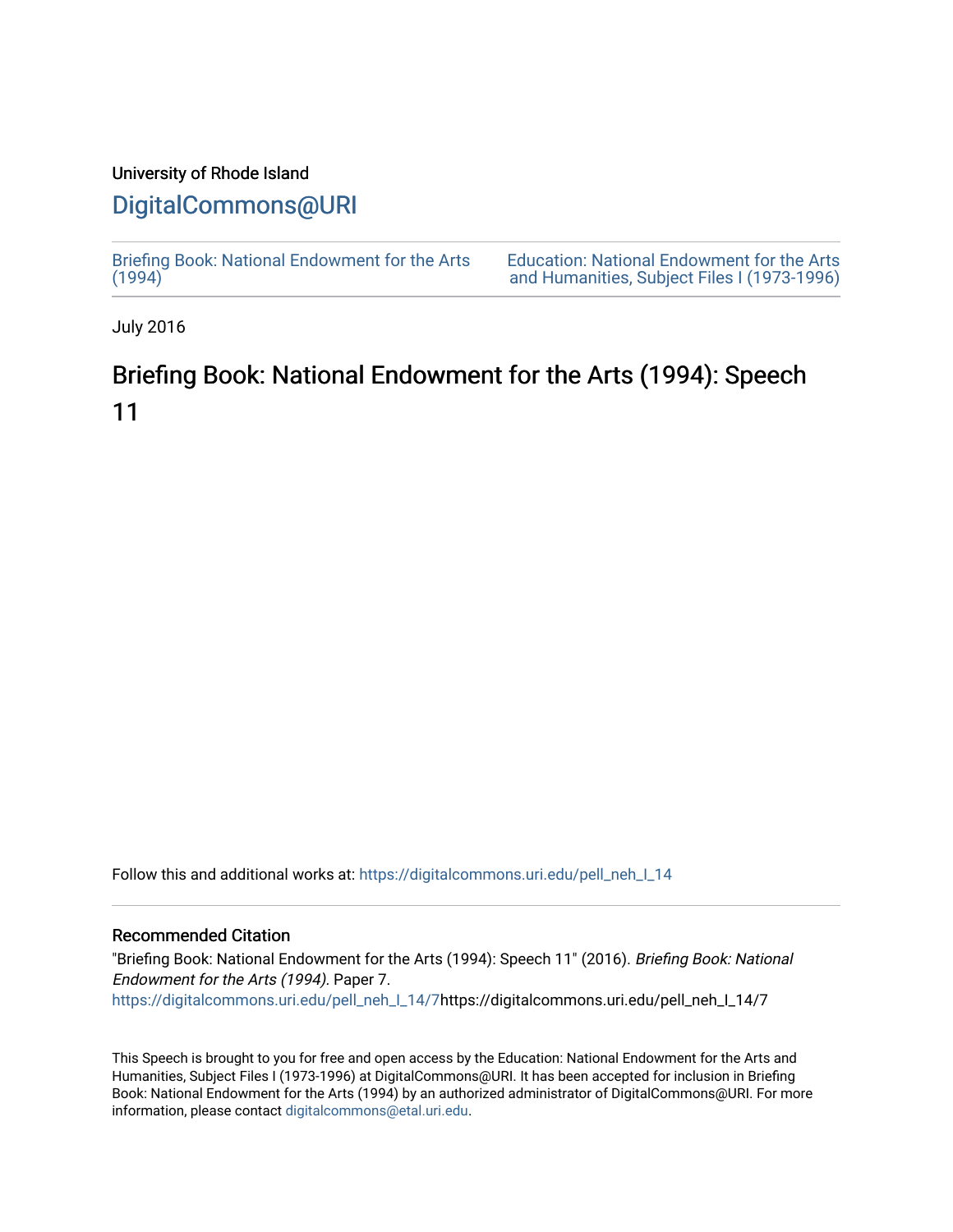University of Rhode Island

# DigitalCommons@URI

Briefing Book: National Endowment for the Arts (1994)

Education: National Endowment for the Arts and Humanities, Subject Files I (1973-1996)

July 2016

## Briefing Book: National Endowment for the Arts (1994): Speech 11

Follow this and additional works at: https://digitalcommons.uri.edu/pell_neh_I_14

### Recommended Citation

"Briefing Book: National Endowment for the Arts (1994): Speech 11" (2016). *Briefing Book: National Endowment for the Arts (1994).* Paper 7.
https://digitalcommons.uri.edu/pell_neh_I_14/7https://digitalcommons.uri.edu/pell_neh_I_14/7

This Speech is brought to you for free and open access by the Education: National Endowment for the Arts and Humanities, Subject Files I (1973-1996) at DigitalCommons@URI. It has been accepted for inclusion in Briefing Book: National Endowment for the Arts (1994) by an authorized administrator of DigitalCommons@URI. For more information, please contact digitalcommons@etal.uri.edu.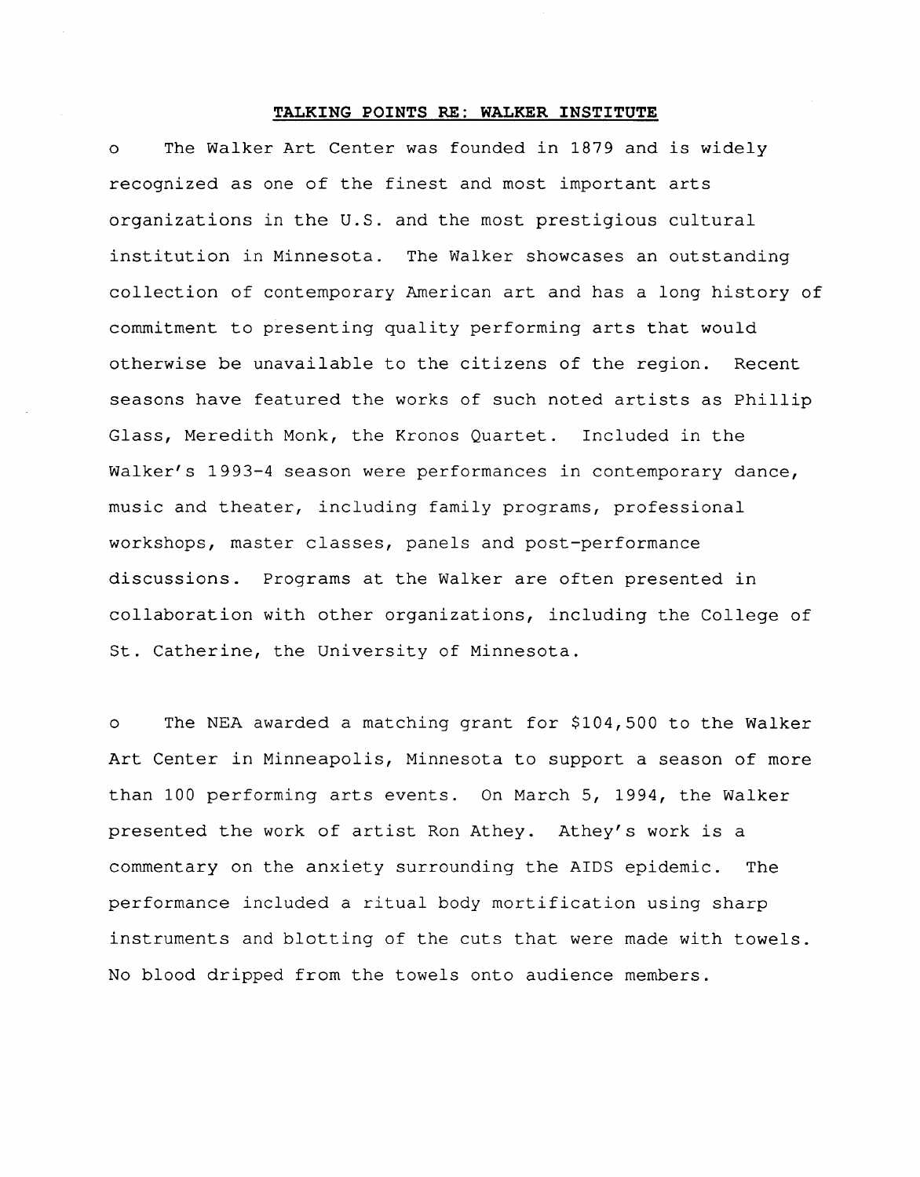**TALKING POINTS RE: WALKER INSTITUTE**

o The Walker Art Center was founded in 1879 and is widely recognized as one of the finest and most important arts organizations in the U.S. and the most prestigious cultural institution in Minnesota. The Walker showcases an outstanding collection of contemporary American art and has a long history of commitment to presenting quality performing arts that would otherwise be unavailable to the citizens of the region. Recent seasons have featured the works of such noted artists as Phillip Glass, Meredith Monk, the Kronos Quartet. Included in the Walker's 1993-4 season were performances in contemporary dance, music and theater, including family programs, professional workshops, master classes, panels and post-performance discussions. Programs at the Walker are often presented in collaboration with other organizations, including the College of St. Catherine, the University of Minnesota.

o The NEA awarded a matching grant for $104,500 to the Walker Art Center in Minneapolis, Minnesota to support a season of more than 100 performing arts events. On March 5, 1994, the Walker presented the work of artist Ron Athey. Athey's work is a commentary on the anxiety surrounding the AIDS epidemic. The performance included a ritual body mortification using sharp instruments and blotting of the cuts that were made with towels. No blood dripped from the towels onto audience members.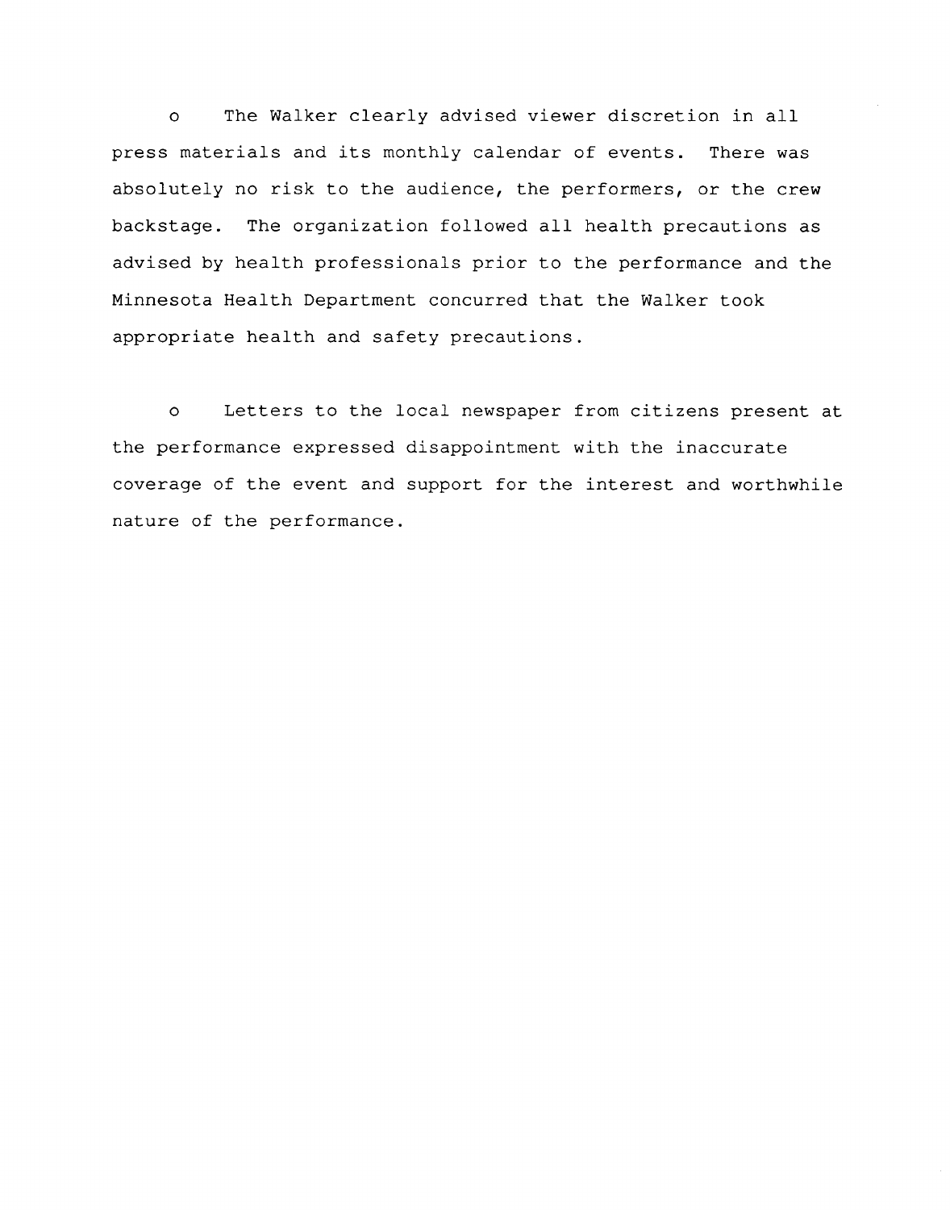- The Walker clearly advised viewer discretion in all press materials and its monthly calendar of events. There was absolutely no risk to the audience, the performers, or the crew backstage. The organization followed all health precautions as advised by health professionals prior to the performance and the Minnesota Health Department concurred that the Walker took appropriate health and safety precautions.

- Letters to the local newspaper from citizens present at the performance expressed disappointment with the inaccurate coverage of the event and support for the interest and worthwhile nature of the performance.